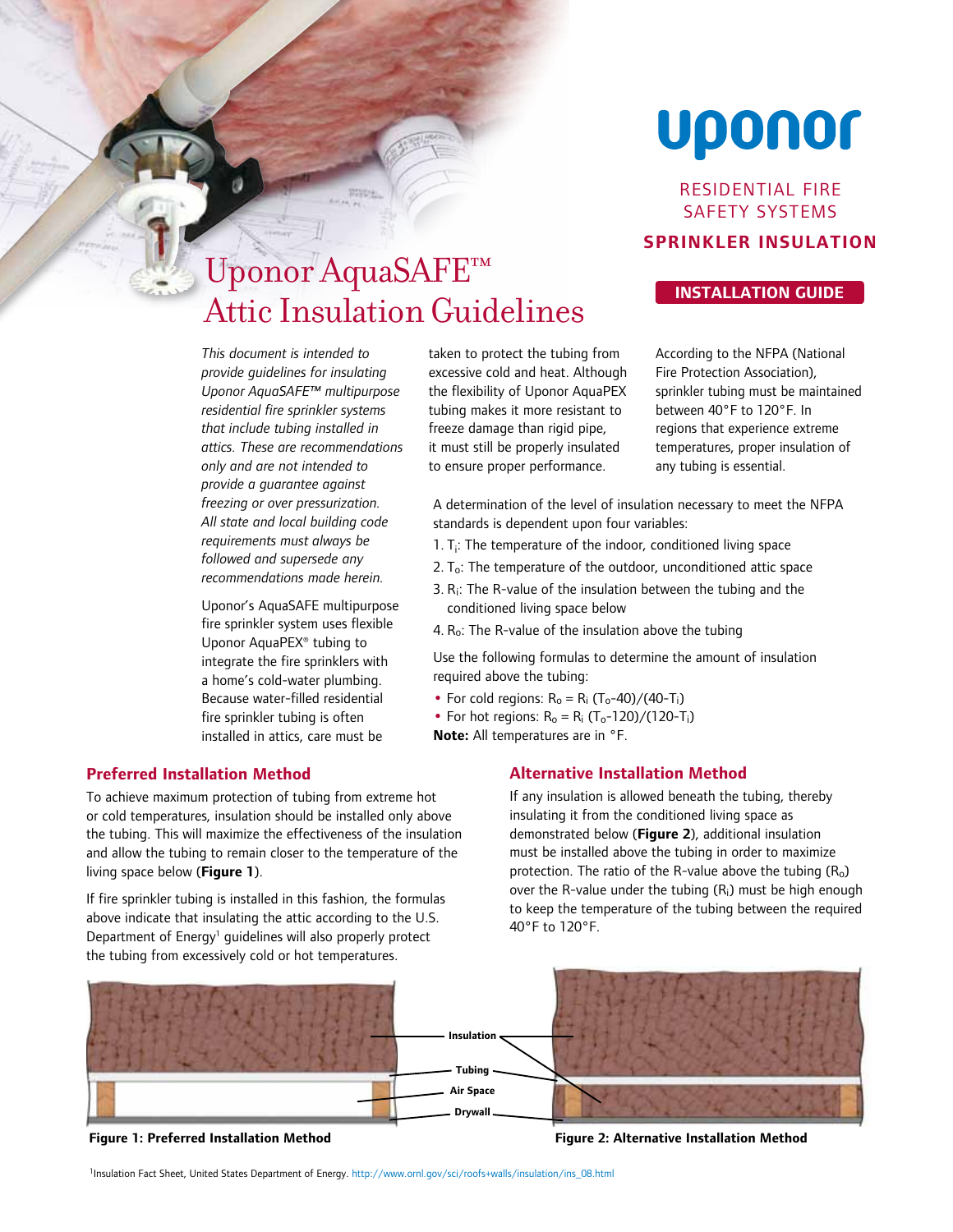uponor

RESIDENTIAL FIRE SAFETY SYSTEMS

**SPRINKLER INSULATION**

**INSTALLATION GUIDE**

# Uponor AquaSAFE™ Attic Insulation Guidelines

*This document is intended to provide guidelines for insulating Uponor AquaSAFE™ multipurpose residential fire sprinkler systems that include tubing installed in attics. These are recommendations only and are not intended to provide a guarantee against freezing or over pressurization. All state and local building code requirements must always be followed and supersede any recommendations made herein.*

Uponor's AquaSAFE multipurpose fire sprinkler system uses flexible Uponor AquaPEX® tubing to integrate the fire sprinklers with a home's cold-water plumbing. Because water-filled residential fire sprinkler tubing is often installed in attics, care must be taken to protect the tubing from excessive cold and heat. Although the flexibility of Uponor AquaPEX tubing makes it more resistant to freeze damage than rigid pipe, it must still be properly insulated to ensure proper performance.

According to the NFPA (National Fire Protection Association), sprinkler tubing must be maintained between 40°F to 120°F. In regions that experience extreme temperatures, proper insulation of any tubing is essential.

A determination of the level of insulation necessary to meet the NFPA standards is dependent upon four variables:

1. $T_i$: The temperature of the indoor, conditioned living space
2. $T_o$: The temperature of the outdoor, unconditioned attic space
3. $R_i$: The R-value of the insulation between the tubing and the conditioned living space below
4. $R_o$: The R-value of the insulation above the tubing

Use the following formulas to determine the amount of insulation required above the tubing:

- For cold regions: $R_o = R_i\,(T_o-40)/(40-T_i)$
- For hot regions: $R_o = R_i\,(T_o-120)/(120-T_i)$

**Note:** All temperatures are in °F.

## Preferred Installation Method

To achieve maximum protection of tubing from extreme hot or cold temperatures, insulation should be installed only above the tubing. This will maximize the effectiveness of the insulation and allow the tubing to remain closer to the temperature of the living space below (**Figure 1**).

If fire sprinkler tubing is installed in this fashion, the formulas above indicate that insulating the attic according to the U.S. Department of Energy[1] guidelines will also properly protect the tubing from excessively cold or hot temperatures.

## Alternative Installation Method

If any insulation is allowed beneath the tubing, thereby insulating it from the conditioned living space as demonstrated below (**Figure 2**), additional insulation must be installed above the tubing in order to maximize protection. The ratio of the R-value above the tubing ($R_o$) over the R-value under the tubing ($R_i$) must be high enough to keep the temperature of the tubing between the required 40°F to 120°F.

Insulation

Tubing

Air Space

Drywall

**Figure 1: Preferred Installation Method**

**Figure 2: Alternative Installation Method**

[1] Insulation Fact Sheet, United States Department of Energy. http://www.ornl.gov/sci/roofs+walls/insulation/ins_08.html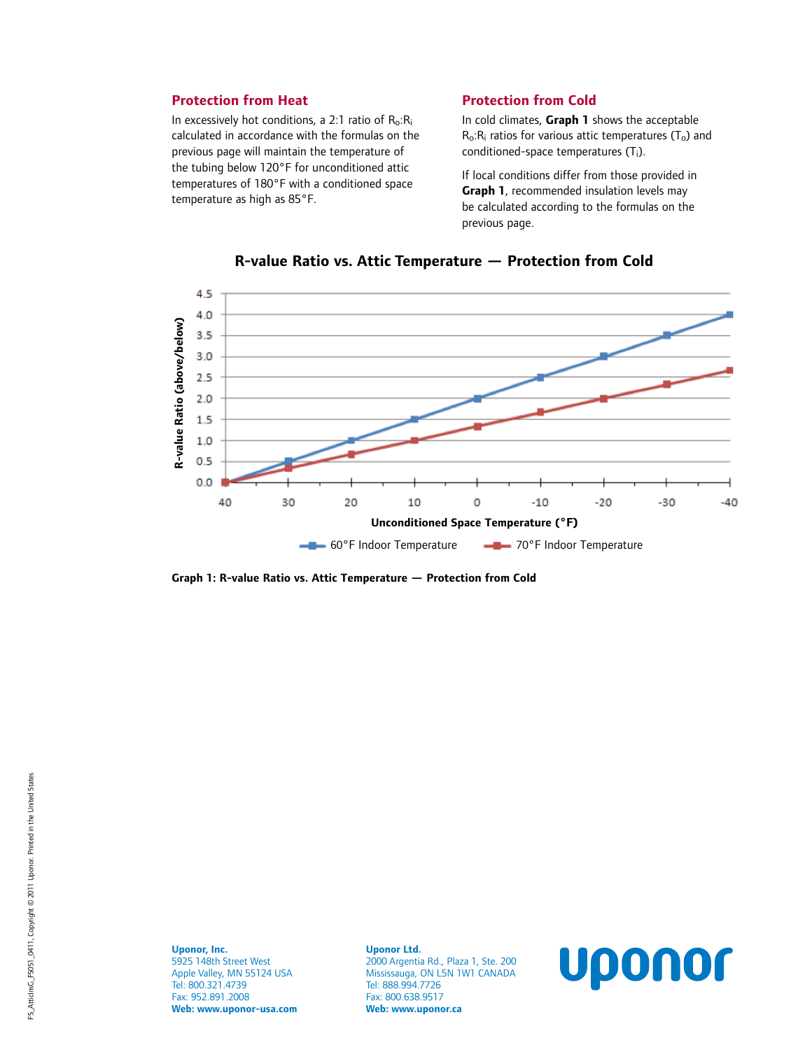## Protection from Heat

In excessively hot conditions, a 2:1 ratio of $R_o$:$R_i$ calculated in accordance with the formulas on the previous page will maintain the temperature of the tubing below 120°F for unconditioned attic temperatures of 180°F with a conditioned space temperature as high as 85°F.

## Protection from Cold

In cold climates, **Graph 1** shows the acceptable $R_o$:$R_i$ ratios for various attic temperatures ($T_o$) and conditioned-space temperatures ($T_i$).

If local conditions differ from those provided in **Graph 1**, recommended insulation levels may be calculated according to the formulas on the previous page.

**R-value Ratio vs. Attic Temperature — Protection from Cold**

R-value Ratio (above/below)

4.5
4.0
3.5
3.0
2.5
2.0
1.5
1.0
0.5
0.0

40 30 20 10 0 -10 -20 -30 -40

Unconditioned Space Temperature (°F)

60°F Indoor Temperature
70°F Indoor Temperature

**Graph 1: R-value Ratio vs. Attic Temperature — Protection from Cold**

**Uponor, Inc.**
5925 148th Street West
Apple Valley, MN 55124 USA
Tel: 800.321.4739
Fax: 952.891.2008
**Web: www.uponor-usa.com**

**Uponor Ltd.**
2000 Argentia Rd., Plaza 1, Ste. 200
Mississauga, ON L5N 1W1 CANADA
Tel: 888.994.7726
Fax: 800.638.9517
**Web: www.uponor.ca**

uponor

FS_AtticInsG_FS051_0411, Copyright © 2011 Uponor. Printed in the United States